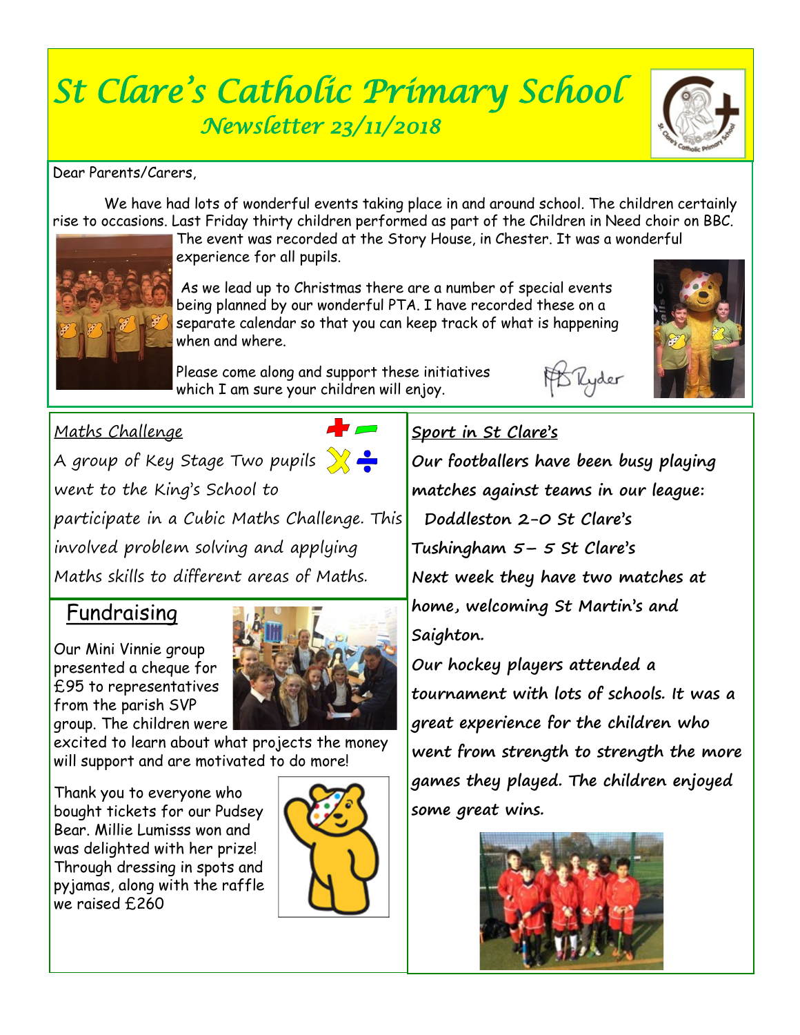# St Clare's Catholic Primary School

## Newsletter 23/11/2018

Dear Parents/Carers,

We have had lots of wonderful events taking place in and around school. The children certainly rise to occasions. Last Friday thirty children performed as part of the Children in Need choir on BBC. The event was recorded at the Story House, in Chester. It was a wonderful experience for all pupils.

As we lead up to Christmas there are a number of special events being planned by our wonderful PTA. I have recorded these on a separate calendar so that you can keep track of what is happening when and where.

Please come along and support these initiatives which I am sure your children will enjoy.

*Ryder*

### Maths Challenge

A group of Key Stage Two pupils went to the King's School to participate in a Cubic Maths Challenge. This involved problem solving and applying Maths skills to different areas of Maths.

### Fundraising

Our Mini Vinnie group presented a cheque for £95 to representatives from the parish SVP group. The children were excited to learn about what projects the money will support and are motivated to do more!

Thank you to everyone who bought tickets for our Pudsey Bear. Millie Lumisss won and was delighted with her prize! Through dressing in spots and pyjamas, along with the raffle we raised £260

### Sport in St Clare's

**Our footballers have been busy playing matches against teams in our league:**

**Doddleston 2-0 St Clare's**

**Tushingham 5– 5 St Clare's**

**Next week they have two matches at home, welcoming St Martin's and Saighton.**

**Our hockey players attended a tournament with lots of schools. It was a great experience for the children who went from strength to strength the more games they played. The children enjoyed some great wins.**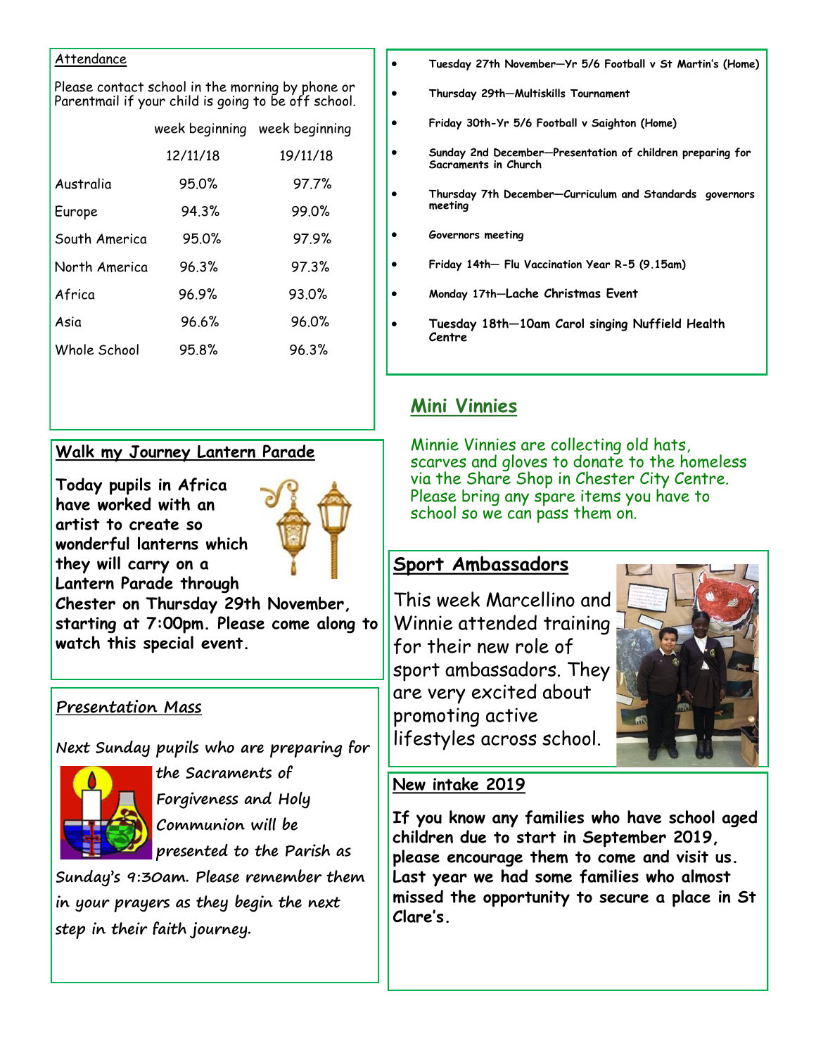Attendance

Please contact school in the morning by phone or Parentmail if your child is going to be off school.

| | week beginning 12/11/18 | week beginning 19/11/18 |
|---|---|---|
| Australia | 95.0% | 97.7% |
| Europe | 94.3% | 99.0% |
| South America | 95.0% | 97.9% |
| North America | 96.3% | 97.3% |
| Africa | 96.9% | 93.0% |
| Asia | 96.6% | 96.0% |
| Whole School | 95.8% | 96.3% |

- Tuesday 27th November—Yr 5/6 Football v St Martin's (Home)
- Thursday 29th—Multiskills Tournament
- Friday 30th-Yr 5/6 Football v Saighton (Home)
- Sunday 2nd December—Presentation of children preparing for Sacraments in Church
- Thursday 7th December—Curriculum and Standards governors meeting
- Governors meeting
- Friday 14th— Flu Vaccination Year R-5 (9.15am)
- Monday 17th—Lache Christmas Event
- Tuesday 18th—10am Carol singing Nuffield Health Centre

## Walk my Journey Lantern Parade

**Today pupils in Africa have worked with an artist to create so wonderful lanterns which they will carry on a Lantern Parade through Chester on Thursday 29th November, starting at 7:00pm. Please come along to watch this special event.**

## Mini Vinnies

Minnie Vinnies are collecting old hats, scarves and gloves to donate to the homeless via the Share Shop in Chester City Centre. Please bring any spare items you have to school so we can pass them on.

## *Presentation Mass*

*Next Sunday pupils who are preparing for the Sacraments of Forgiveness and Holy Communion will be presented to the Parish as Sunday's 9:30am. Please remember them in your prayers as they begin the next step in their faith journey.*

## Sport Ambassadors

This week Marcellino and Winnie attended training for their new role of sport ambassadors. They are very excited about promoting active lifestyles across school.

## New intake 2019

**If you know any families who have school aged children due to start in September 2019, please encourage them to come and visit us. Last year we had some families who almost missed the opportunity to secure a place in St Clare's.**